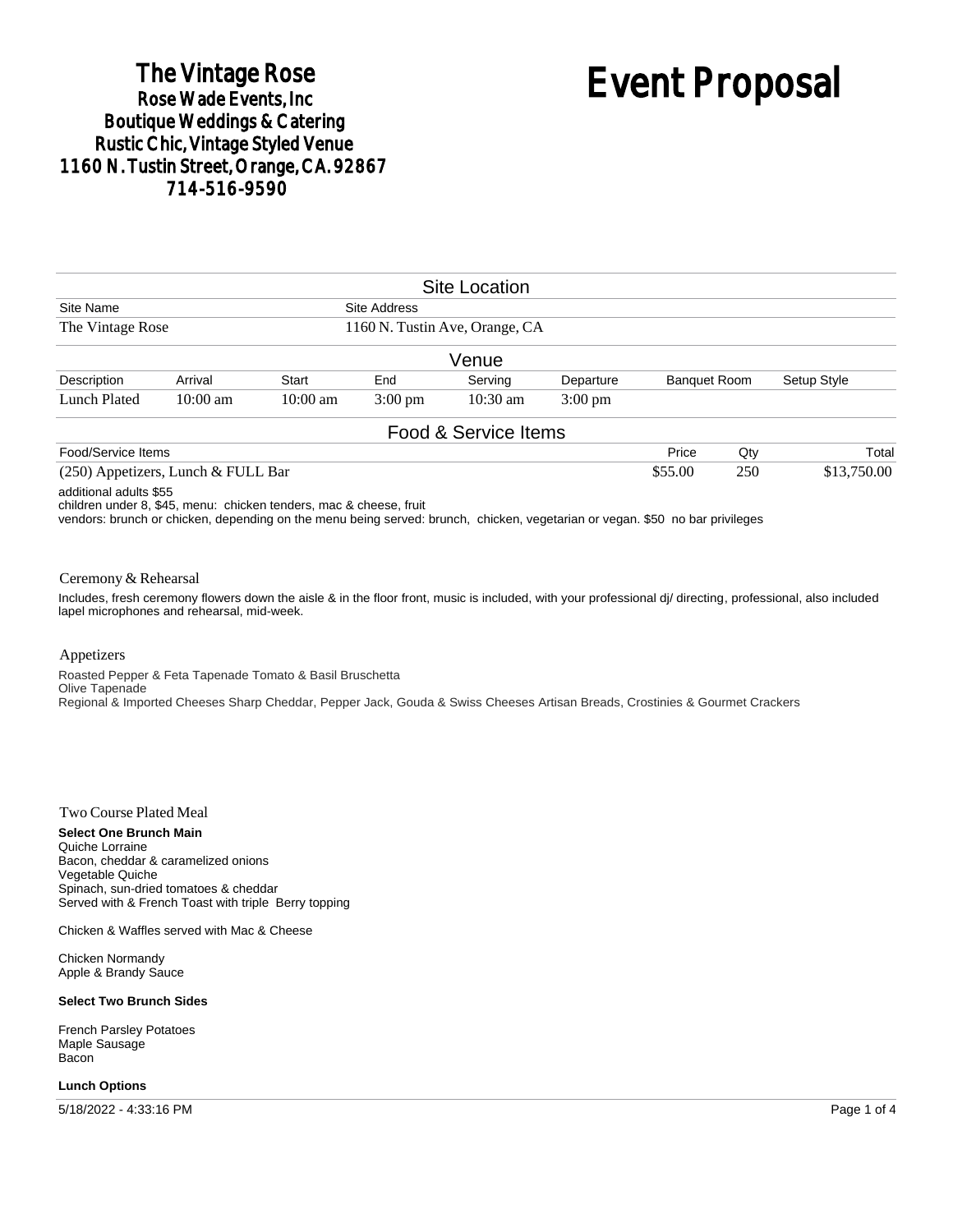**The Vintage Rose**
**Rose Wade Events, Inc**
**Boutique Weddings & Catering**
**Rustic Chic, Vintage Styled Venue**
**1160 N. Tustin Street, Orange, CA. 92867**
**714-516-9590**

# Event Proposal

## Site Location

| Site Name | Site Address |
|---|---|
| The Vintage Rose | 1160 N. Tustin Ave, Orange, CA |

## Venue

| Description | Arrival | Start | End | Serving | Departure | Banquet Room | Setup Style |
|---|---|---|---|---|---|---|---|
| Lunch Plated | 10:00 am | 10:00 am | 3:00 pm | 10:30 am | 3:00 pm | | |

## Food & Service Items

| Food/Service Items | Price | Qty | Total |
|---|---|---|---|
| (250) Appetizers, Lunch & FULL Bar | $55.00 | 250 | $13,750.00 |

additional adults $55
children under 8, $45, menu: chicken tenders, mac & cheese, fruit
vendors: brunch or chicken, depending on the menu being served: brunch, chicken, vegetarian or vegan. $50 no bar privileges

### Ceremony & Rehearsal

Includes, fresh ceremony flowers down the aisle & in the floor front, music is included, with your professional dj/ directing, professional, also included lapel microphones and rehearsal, mid-week.

### Appetizers

Roasted Pepper & Feta Tapenade Tomato & Basil Bruschetta
Olive Tapenade
Regional & Imported Cheeses Sharp Cheddar, Pepper Jack, Gouda & Swiss Cheeses Artisan Breads, Crostinies & Gourmet Crackers

### Two Course Plated Meal

**Select One Brunch Main**
Quiche Lorraine
Bacon, cheddar & caramelized onions
Vegetable Quiche
Spinach, sun-dried tomatoes & cheddar
Served with & French Toast with triple Berry topping

Chicken & Waffles served with Mac & Cheese

Chicken Normandy
Apple & Brandy Sauce

**Select Two Brunch Sides**

French Parsley Potatoes
Maple Sausage
Bacon

**Lunch Options**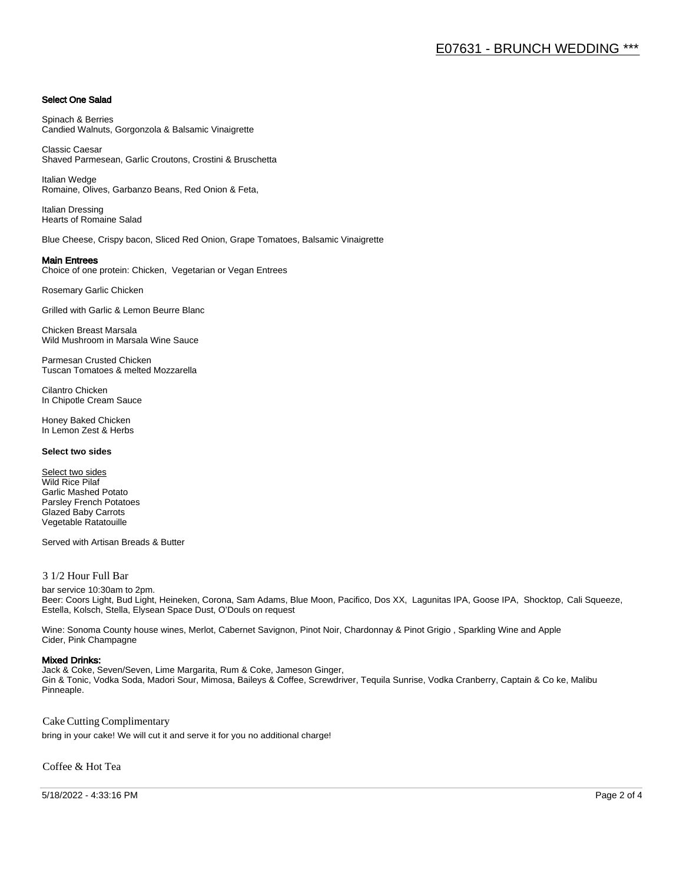#### Select One Salad

Spinach & Berries
Candied Walnuts, Gorgonzola & Balsamic Vinaigrette

Classic Caesar
Shaved Parmesean, Garlic Croutons, Crostini & Bruschetta

Italian Wedge
Romaine, Olives, Garbanzo Beans, Red Onion & Feta,

Italian Dressing
Hearts of Romaine Salad

Blue Cheese, Crispy bacon, Sliced Red Onion, Grape Tomatoes, Balsamic Vinaigrette

#### Main Entrees

Choice of one protein: Chicken, Vegetarian or Vegan Entrees

Rosemary Garlic Chicken

Grilled with Garlic & Lemon Beurre Blanc

Chicken Breast Marsala
Wild Mushroom in Marsala Wine Sauce

Parmesan Crusted Chicken
Tuscan Tomatoes & melted Mozzarella

Cilantro Chicken
In Chipotle Cream Sauce

Honey Baked Chicken
In Lemon Zest & Herbs

**Select two sides**

Select two sides
Wild Rice Pilaf
Garlic Mashed Potato
Parsley French Potatoes
Glazed Baby Carrots
Vegetable Ratatouille

Served with Artisan Breads & Butter

### 3 1/2 Hour Full Bar

bar service 10:30am to 2pm.
Beer: Coors Light, Bud Light, Heineken, Corona, Sam Adams, Blue Moon, Pacifico, Dos XX, Lagunitas IPA, Goose IPA, Shocktop, Cali Squeeze, Estella, Kolsch, Stella, Elysean Space Dust, O'Douls on request

Wine: Sonoma County house wines, Merlot, Cabernet Savignon, Pinot Noir, Chardonnay & Pinot Grigio , Sparkling Wine and Apple Cider, Pink Champagne

#### Mixed Drinks:

Jack & Coke, Seven/Seven, Lime Margarita, Rum & Coke, Jameson Ginger,
Gin & Tonic, Vodka Soda, Madori Sour, Mimosa, Baileys & Coffee, Screwdriver, Tequila Sunrise, Vodka Cranberry, Captain & Co ke, Malibu Pinneaple.

### Cake Cutting Complimentary

bring in your cake! We will cut it and serve it for you no additional charge!

### Coffee & Hot Tea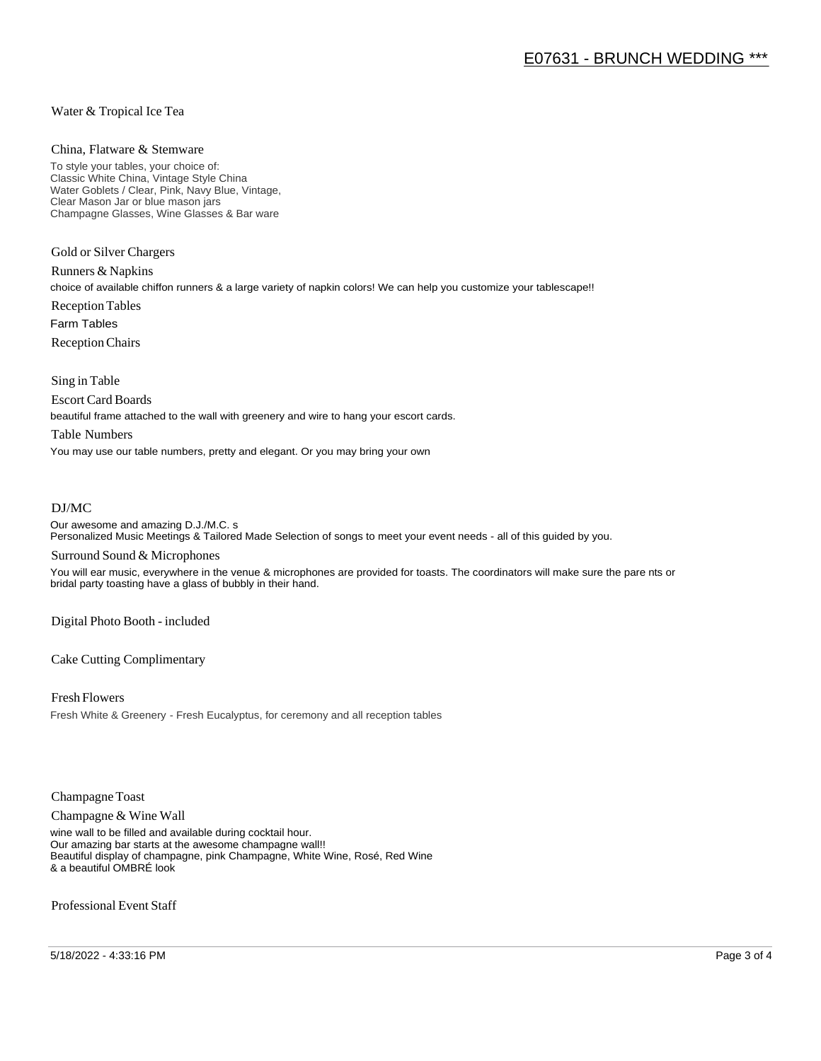Water & Tropical Ice Tea

China, Flatware & Stemware

To style your tables, your choice of:
Classic White China, Vintage Style China
Water Goblets / Clear, Pink, Navy Blue, Vintage,
Clear Mason Jar or blue mason jars
Champagne Glasses, Wine Glasses & Bar ware

Gold or Silver Chargers

Runners & Napkins

choice of available chiffon runners & a large variety of napkin colors! We can help you customize your tablescape!!

Reception Tables

Farm Tables

Reception Chairs

Sing in Table

Escort Card Boards

beautiful frame attached to the wall with greenery and wire to hang your escort cards.

Table Numbers

You may use our table numbers, pretty and elegant. Or you may bring your own

DJ/MC

Our awesome and amazing D.J./M.C. s
Personalized Music Meetings & Tailored Made Selection of songs to meet your event needs - all of this guided by you.

Surround Sound & Microphones

You will ear music, everywhere in the venue & microphones are provided for toasts. The coordinators will make sure the pare nts or bridal party toasting have a glass of bubbly in their hand.

Digital Photo Booth - included

Cake Cutting Complimentary

Fresh Flowers

Fresh White & Greenery - Fresh Eucalyptus, for ceremony and all reception tables

Champagne Toast

Champagne & Wine Wall

wine wall to be filled and available during cocktail hour.
Our amazing bar starts at the awesome champagne wall!!
Beautiful display of champagne, pink Champagne, White Wine, Rosé, Red Wine
& a beautiful OMBRÉ look

Professional Event Staff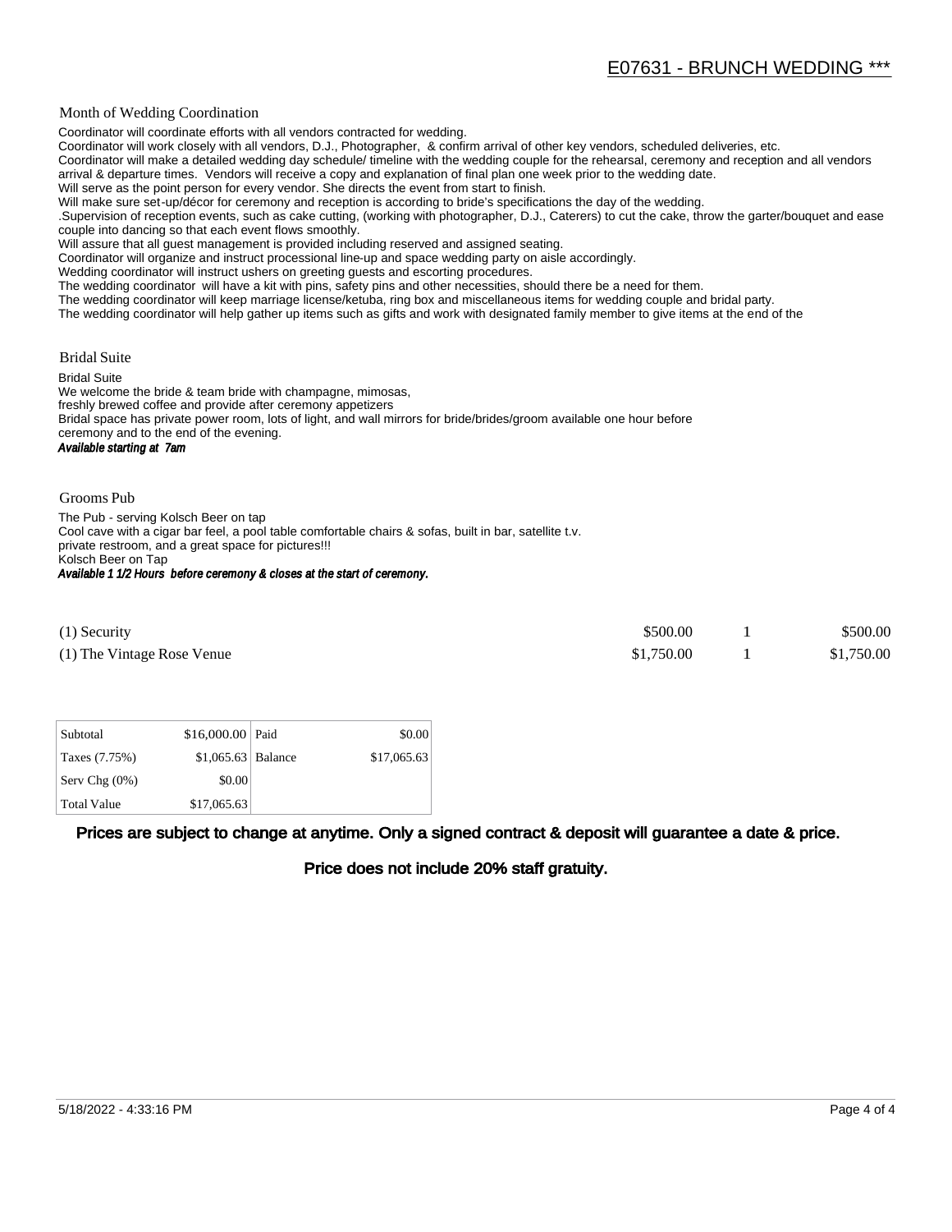## Month of Wedding Coordination

Coordinator will coordinate efforts with all vendors contracted for wedding.
Coordinator will work closely with all vendors, D.J., Photographer, & confirm arrival of other key vendors, scheduled deliveries, etc.
Coordinator will make a detailed wedding day schedule/ timeline with the wedding couple for the rehearsal, ceremony and reception and all vendors arrival & departure times. Vendors will receive a copy and explanation of final plan one week prior to the wedding date.
Will serve as the point person for every vendor. She directs the event from start to finish.
Will make sure set-up/décor for ceremony and reception is according to bride's specifications the day of the wedding.
.Supervision of reception events, such as cake cutting, (working with photographer, D.J., Caterers) to cut the cake, throw the garter/bouquet and ease couple into dancing so that each event flows smoothly.
Will assure that all guest management is provided including reserved and assigned seating.
Coordinator will organize and instruct processional line-up and space wedding party on aisle accordingly.
Wedding coordinator will instruct ushers on greeting guests and escorting procedures.
The wedding coordinator will have a kit with pins, safety pins and other necessities, should there be a need for them.
The wedding coordinator will keep marriage license/ketuba, ring box and miscellaneous items for wedding couple and bridal party.
The wedding coordinator will help gather up items such as gifts and work with designated family member to give items at the end of the

## Bridal Suite

Bridal Suite
We welcome the bride & team bride with champagne, mimosas,
freshly brewed coffee and provide after ceremony appetizers
Bridal space has private power room, lots of light, and wall mirrors for bride/brides/groom available one hour before
ceremony and to the end of the evening.
***Available starting at 7am***

## Grooms Pub

The Pub - serving Kolsch Beer on tap
Cool cave with a cigar bar feel, a pool table comfortable chairs & sofas, built in bar, satellite t.v.
private restroom, and a great space for pictures!!!
Kolsch Beer on Tap
***Available 1 1/2 Hours before ceremony & closes at the start of ceremony.***

| | | | |
|---|---|---|---|
| (1) Security | $500.00 | 1 | $500.00 |
| (1) The Vintage Rose Venue | $1,750.00 | 1 | $1,750.00 |

| | | | |
|---|---|---|---|
| Subtotal | $16,000.00 | Paid | $0.00 |
| Taxes (7.75%) | $1,065.63 | Balance | $17,065.63 |
| Serv Chg (0%) | $0.00 | | |
| Total Value | $17,065.63 | | |

**Prices are subject to change at anytime. Only a signed contract & deposit will guarantee a date & price.**

**Price does not include 20% staff gratuity.**